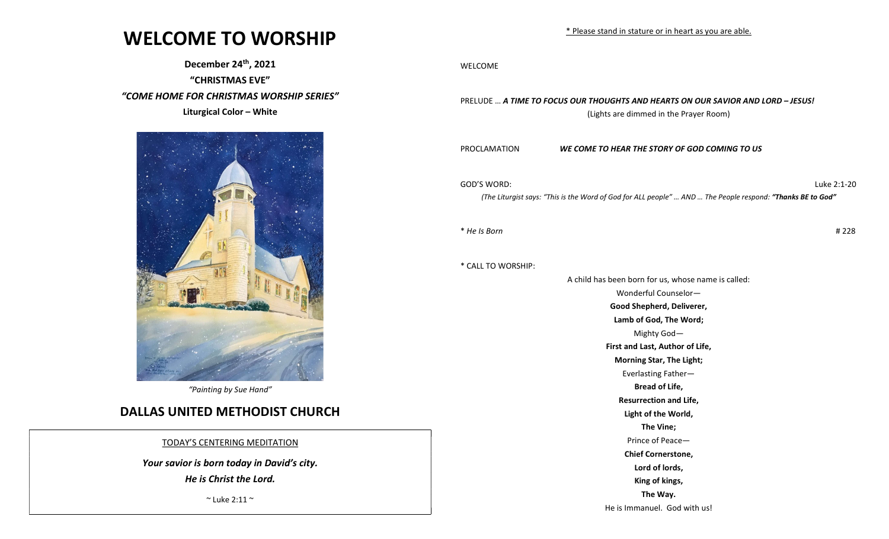# WELCOME TO WORSHIP

**December 24th, 2021**

**"CHRISTMAS EVE"**

***"COME HOME FOR CHRISTMAS WORSHIP SERIES"***

**Liturgical Color – White**

*"Painting by Sue Hand"*

## DALLAS UNITED METHODIST CHURCH

TODAY'S CENTERING MEDITATION

***Your savior is born today in David's city.***
***He is Christ the Lord.***

~ Luke 2:11 ~

\* Please stand in stature or in heart as you are able.

WELCOME

PRELUDE … ***A TIME TO FOCUS OUR THOUGHTS AND HEARTS ON OUR SAVIOR AND LORD – JESUS!***
(Lights are dimmed in the Prayer Room)

PROCLAMATION ***WE COME TO HEAR THE STORY OF GOD COMING TO US***

GOD'S WORD: Luke 2:1-20
*(The Liturgist says: "This is the Word of God for ALL people" … AND … The People respond:* ***"Thanks BE to God"***

\* *He Is Born* # 228

\* CALL TO WORSHIP:

A child has been born for us, whose name is called:
Wonderful Counselor—
**Good Shepherd, Deliverer,**
**Lamb of God, The Word;**
Mighty God—
**First and Last, Author of Life,**
**Morning Star, The Light;**
Everlasting Father—
**Bread of Life,**
**Resurrection and Life,**
**Light of the World,**
**The Vine;**
Prince of Peace—
**Chief Cornerstone,**
**Lord of lords,**
**King of kings,**
**The Way.**
He is Immanuel. God with us!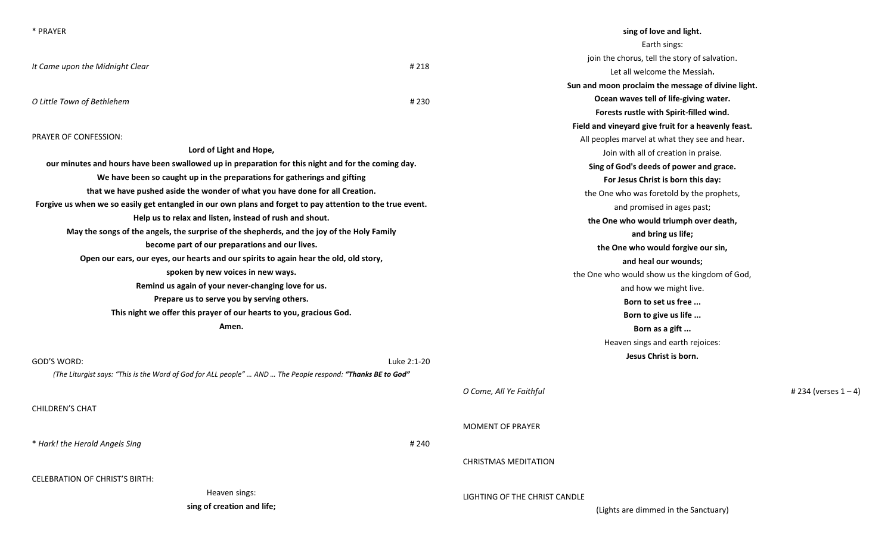\* PRAYER

*It Came upon the Midnight Clear* # 218

*O Little Town of Bethlehem* # 230

PRAYER OF CONFESSION:

**Lord of Light and Hope,**
**our minutes and hours have been swallowed up in preparation for this night and for the coming day.**
**We have been so caught up in the preparations for gatherings and gifting**
**that we have pushed aside the wonder of what you have done for all Creation.**
**Forgive us when we so easily get entangled in our own plans and forget to pay attention to the true event.**
**Help us to relax and listen, instead of rush and shout.**
**May the songs of the angels, the surprise of the shepherds, and the joy of the Holy Family**
**become part of our preparations and our lives.**
**Open our ears, our eyes, our hearts and our spirits to again hear the old, old story,**
**spoken by new voices in new ways.**
**Remind us again of your never-changing love for us.**
**Prepare us to serve you by serving others.**
**This night we offer this prayer of our hearts to you, gracious God.**
**Amen.**

GOD'S WORD: Luke 2:1-20

*(The Liturgist says: "This is the Word of God for ALL people" … AND … The People respond: **"Thanks BE to God"***

CHILDREN'S CHAT

\* *Hark! the Herald Angels Sing* # 240

CELEBRATION OF CHRIST'S BIRTH:

Heaven sings:
**sing of creation and life;**
**sing of love and light.**
Earth sings:
join the chorus, tell the story of salvation.
Let all welcome the Messiah**.**
**Sun and moon proclaim the message of divine light.**
**Ocean waves tell of life-giving water.**
**Forests rustle with Spirit-filled wind.**
**Field and vineyard give fruit for a heavenly feast.**
All peoples marvel at what they see and hear.
Join with all of creation in praise.
**Sing of God's deeds of power and grace.**
**For Jesus Christ is born this day:**
the One who was foretold by the prophets,
and promised in ages past;
**the One who would triumph over death,**
**and bring us life;**
**the One who would forgive our sin,**
**and heal our wounds;**
the One who would show us the kingdom of God,
and how we might live.
**Born to set us free ...**
**Born to give us life ...**
**Born as a gift ...**
Heaven sings and earth rejoices:
**Jesus Christ is born.**

*O Come, All Ye Faithful* # 234 (verses 1 – 4)

MOMENT OF PRAYER

CHRISTMAS MEDITATION

LIGHTING OF THE CHRIST CANDLE

(Lights are dimmed in the Sanctuary)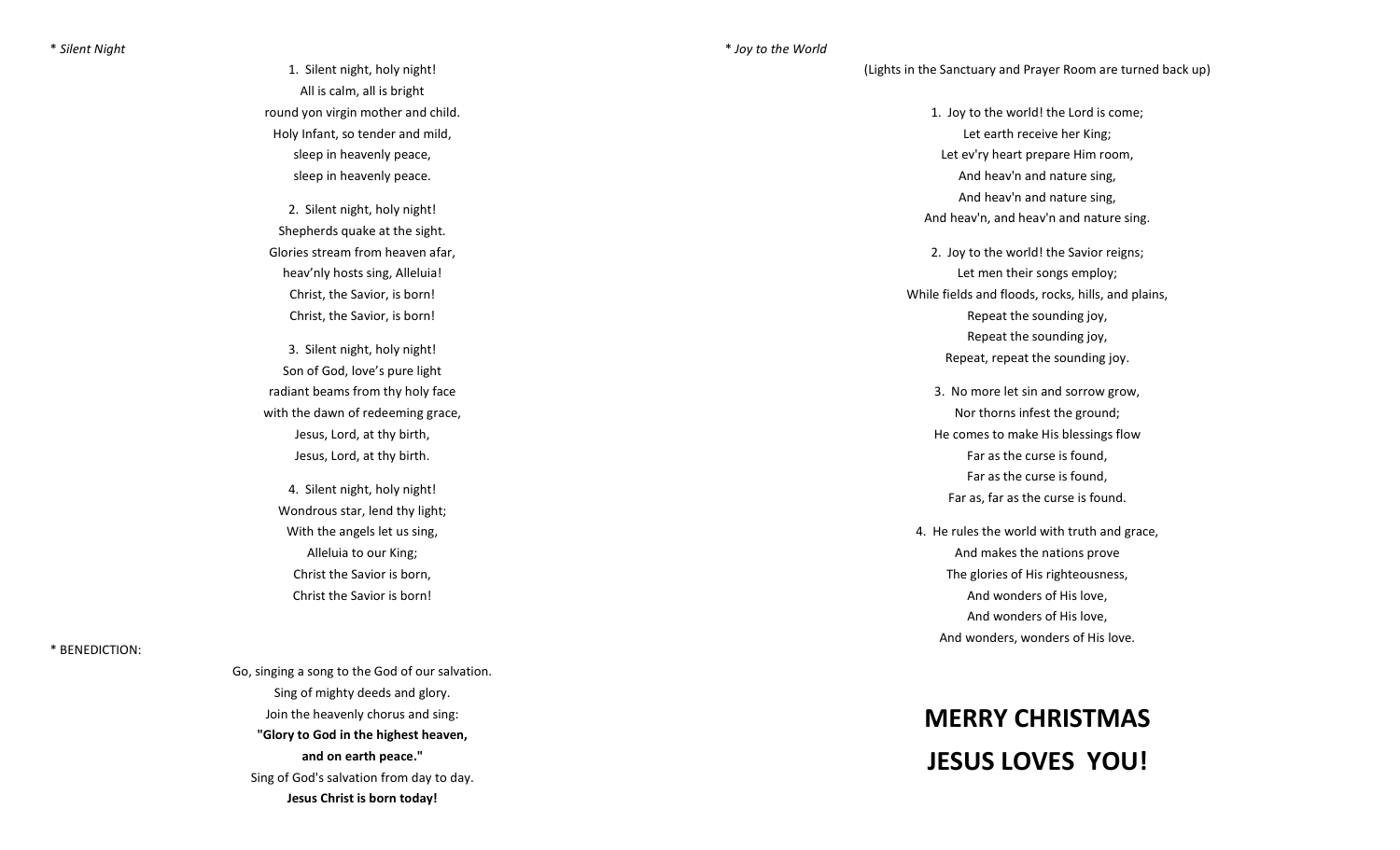\* *Silent Night*

1. Silent night, holy night!
All is calm, all is bright
round yon virgin mother and child.
Holy Infant, so tender and mild,
sleep in heavenly peace,
sleep in heavenly peace.

2. Silent night, holy night!
Shepherds quake at the sight.
Glories stream from heaven afar,
heav'nly hosts sing, Alleluia!
Christ, the Savior, is born!
Christ, the Savior, is born!

3. Silent night, holy night!
Son of God, love's pure light
radiant beams from thy holy face
with the dawn of redeeming grace,
Jesus, Lord, at thy birth,
Jesus, Lord, at thy birth.

4. Silent night, holy night!
Wondrous star, lend thy light;
With the angels let us sing,
Alleluia to our King;
Christ the Savior is born,
Christ the Savior is born!

\* BENEDICTION:

Go, singing a song to the God of our salvation.
Sing of mighty deeds and glory.
Join the heavenly chorus and sing:
**"Glory to God in the highest heaven,**
**and on earth peace."**
Sing of God's salvation from day to day.
**Jesus Christ is born today!**

\* *Joy to the World*

(Lights in the Sanctuary and Prayer Room are turned back up)

1. Joy to the world! the Lord is come;
Let earth receive her King;
Let ev'ry heart prepare Him room,
And heav'n and nature sing,
And heav'n and nature sing,
And heav'n, and heav'n and nature sing.

2. Joy to the world! the Savior reigns;
Let men their songs employ;
While fields and floods, rocks, hills, and plains,
Repeat the sounding joy,
Repeat the sounding joy,
Repeat, repeat the sounding joy.

3. No more let sin and sorrow grow,
Nor thorns infest the ground;
He comes to make His blessings flow
Far as the curse is found,
Far as the curse is found,
Far as, far as the curse is found.

4. He rules the world with truth and grace,
And makes the nations prove
The glories of His righteousness,
And wonders of His love,
And wonders of His love,
And wonders, wonders of His love.

**MERRY CHRISTMAS**

**JESUS LOVES YOU!**